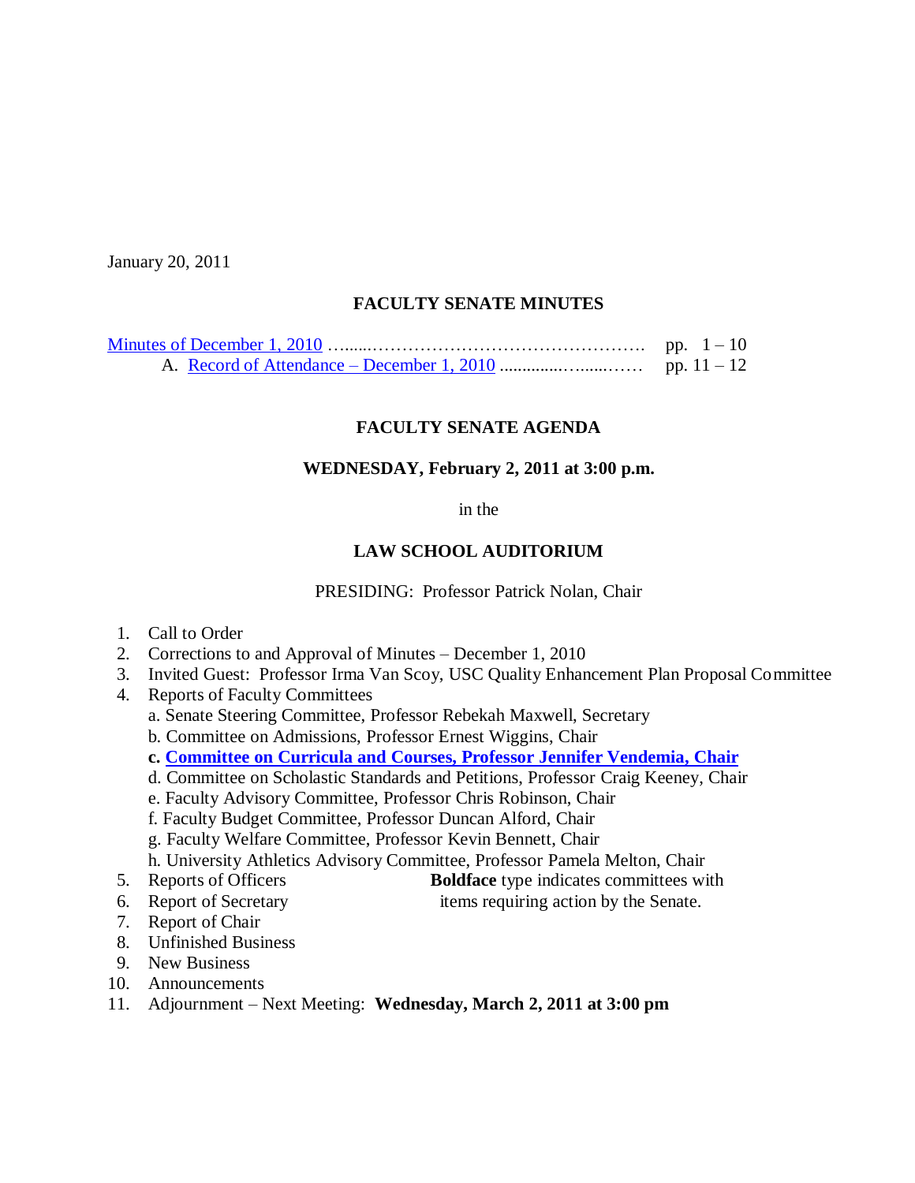January 20, 2011

## FACULTY SENATE MINUTES

Minutes of December 1, 2010 ……..………………………………………. pp. 1 – 10

A. Record of Attendance – December 1, 2010 .............…......…… pp. 11 – 12

## FACULTY SENATE AGENDA

### WEDNESDAY, February 2, 2011 at 3:00 p.m.

in the

### LAW SCHOOL AUDITORIUM

PRESIDING: Professor Patrick Nolan, Chair

1. Call to Order
2. Corrections to and Approval of Minutes – December 1, 2010
3. Invited Guest: Professor Irma Van Scoy, USC Quality Enhancement Plan Proposal Committee
4. Reports of Faculty Committees
   a. Senate Steering Committee, Professor Rebekah Maxwell, Secretary
   b. Committee on Admissions, Professor Ernest Wiggins, Chair
   **c. Committee on Curricula and Courses, Professor Jennifer Vendemia, Chair**
   d. Committee on Scholastic Standards and Petitions, Professor Craig Keeney, Chair
   e. Faculty Advisory Committee, Professor Chris Robinson, Chair
   f. Faculty Budget Committee, Professor Duncan Alford, Chair
   g. Faculty Welfare Committee, Professor Kevin Bennett, Chair
   h. University Athletics Advisory Committee, Professor Pamela Melton, Chair
5. Reports of Officers
6. Report of Secretary
7. Report of Chair
8. Unfinished Business
9. New Business
10. Announcements
11. Adjournment – Next Meeting: **Wednesday, March 2, 2011 at 3:00 pm**

**Boldface** type indicates committees with items requiring action by the Senate.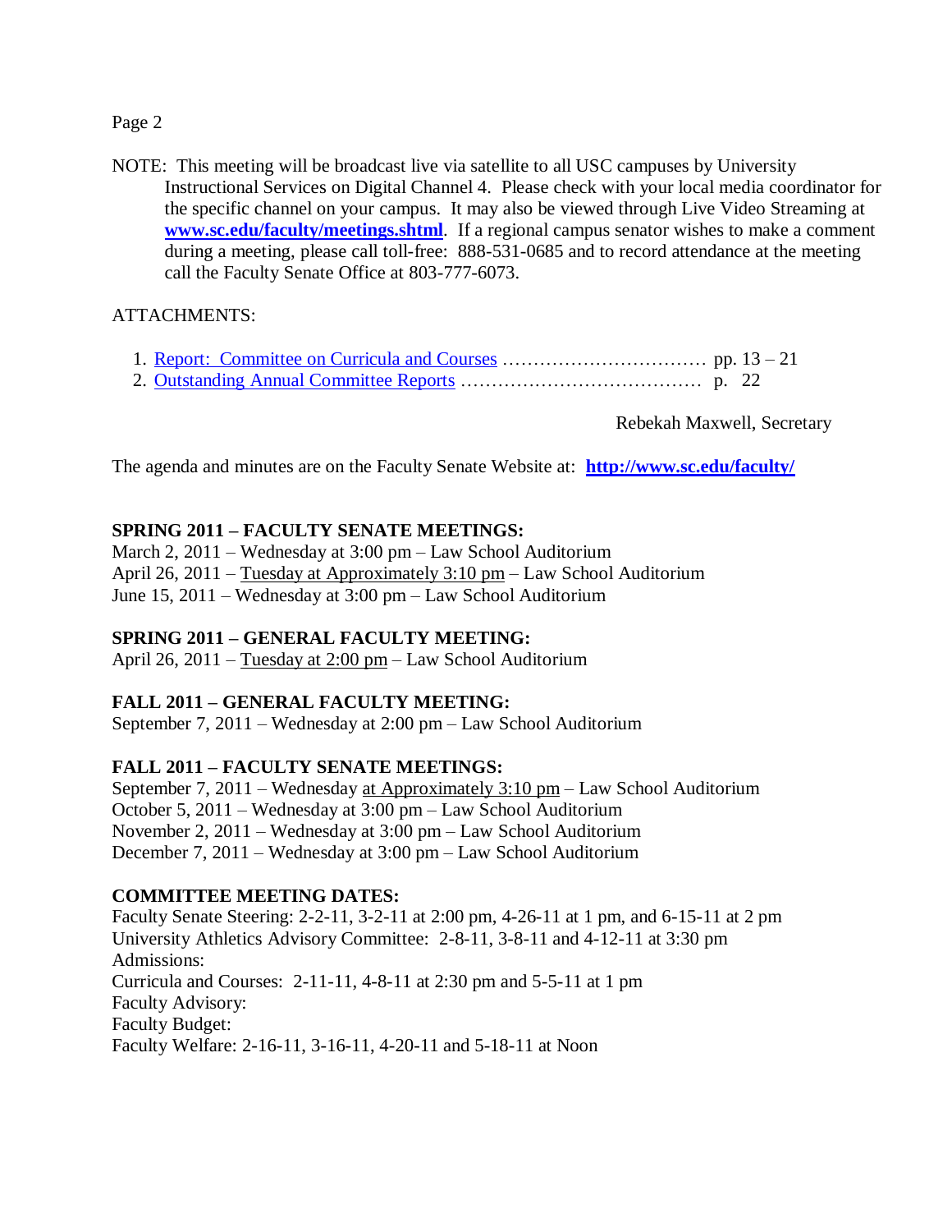NOTE: This meeting will be broadcast live via satellite to all USC campuses by University Instructional Services on Digital Channel 4. Please check with your local media coordinator for the specific channel on your campus. It may also be viewed through Live Video Streaming at **www.sc.edu/faculty/meetings.shtml**. If a regional campus senator wishes to make a comment during a meeting, please call toll-free: 888-531-0685 and to record attendance at the meeting call the Faculty Senate Office at 803-777-6073.

ATTACHMENTS:

1. Report: Committee on Curricula and Courses ................................ pp. 13 – 21
2. Outstanding Annual Committee Reports ...................................... p. 22

Rebekah Maxwell, Secretary

The agenda and minutes are on the Faculty Senate Website at: **http://www.sc.edu/faculty/**

**SPRING 2011 – FACULTY SENATE MEETINGS:**

March 2, 2011 – Wednesday at 3:00 pm – Law School Auditorium
April 26, 2011 – Tuesday at Approximately 3:10 pm – Law School Auditorium
June 15, 2011 – Wednesday at 3:00 pm – Law School Auditorium

**SPRING 2011 – GENERAL FACULTY MEETING:**

April 26, 2011 – Tuesday at 2:00 pm – Law School Auditorium

**FALL 2011 – GENERAL FACULTY MEETING:**

September 7, 2011 – Wednesday at 2:00 pm – Law School Auditorium

**FALL 2011 – FACULTY SENATE MEETINGS:**

September 7, 2011 – Wednesday at Approximately 3:10 pm – Law School Auditorium
October 5, 2011 – Wednesday at 3:00 pm – Law School Auditorium
November 2, 2011 – Wednesday at 3:00 pm – Law School Auditorium
December 7, 2011 – Wednesday at 3:00 pm – Law School Auditorium

**COMMITTEE MEETING DATES:**

Faculty Senate Steering: 2-2-11, 3-2-11 at 2:00 pm, 4-26-11 at 1 pm, and 6-15-11 at 2 pm
University Athletics Advisory Committee: 2-8-11, 3-8-11 and 4-12-11 at 3:30 pm
Admissions:
Curricula and Courses: 2-11-11, 4-8-11 at 2:30 pm and 5-5-11 at 1 pm
Faculty Advisory:
Faculty Budget:
Faculty Welfare: 2-16-11, 3-16-11, 4-20-11 and 5-18-11 at Noon